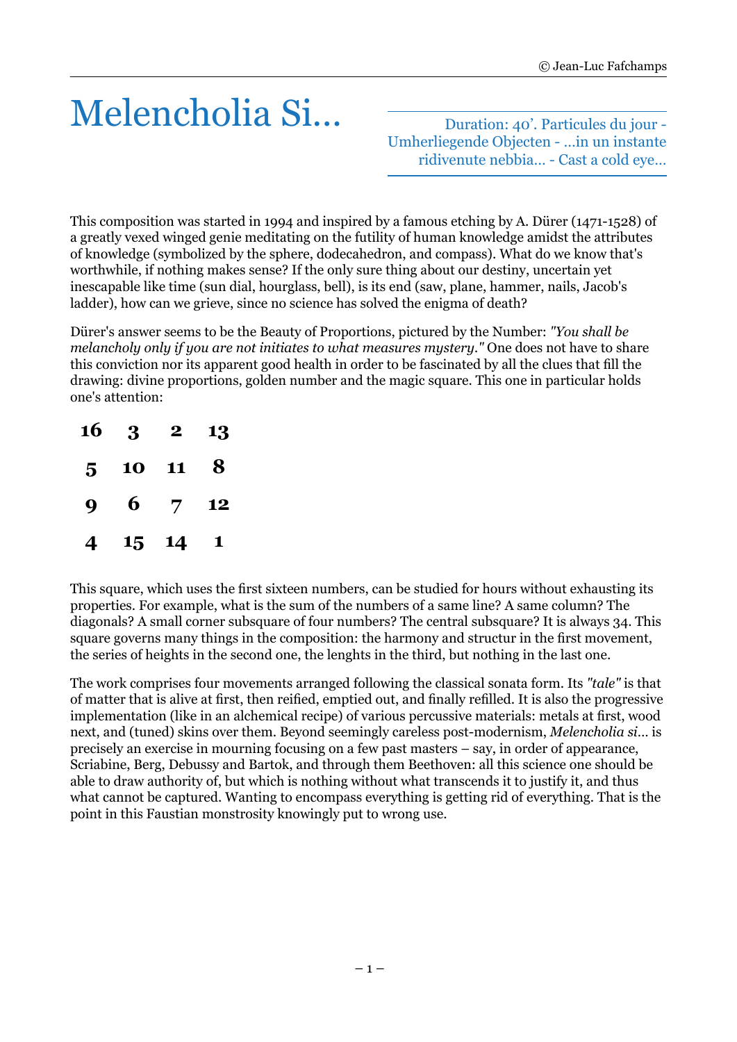© Jean-Luc Fafchamps

# Melencholia Si...

Duration: 40’. Particules du jour - Umherliegende Objecten - ...in un instante ridivenute nebbia... - Cast a cold eye...

This composition was started in 1994 and inspired by a famous etching by A. Dürer (1471-1528) of a greatly vexed winged genie meditating on the futility of human knowledge amidst the attributes of knowledge (symbolized by the sphere, dodecahedron, and compass). What do we know that's worthwhile, if nothing makes sense? If the only sure thing about our destiny, uncertain yet inescapable like time (sun dial, hourglass, bell), is its end (saw, plane, hammer, nails, Jacob's ladder), how can we grieve, since no science has solved the enigma of death?

Dürer's answer seems to be the Beauty of Proportions, pictured by the Number: *"You shall be melancholy only if you are not initiates to what measures mystery."* One does not have to share this conviction nor its apparent good health in order to be fascinated by all the clues that fill the drawing: divine proportions, golden number and the magic square. This one in particular holds one's attention:

| | | | |
|---|---|---|---|
| **16** | **3** | **2** | **13** |
| **5** | **10** | **11** | **8** |
| **9** | **6** | **7** | **12** |
| **4** | **15** | **14** | **1** |

This square, which uses the first sixteen numbers, can be studied for hours without exhausting its properties. For example, what is the sum of the numbers of a same line? A same column? The diagonals? A small corner subsquare of four numbers? The central subsquare? It is always 34. This square governs many things in the composition: the harmony and structur in the first movement, the series of heights in the second one, the lenghts in the third, but nothing in the last one.

The work comprises four movements arranged following the classical sonata form. Its *"tale"* is that of matter that is alive at first, then reified, emptied out, and finally refilled. It is also the progressive implementation (like in an alchemical recipe) of various percussive materials: metals at first, wood next, and (tuned) skins over them. Beyond seemingly careless post-modernism, *Melencholia si...* is precisely an exercise in mourning focusing on a few past masters – say, in order of appearance, Scriabine, Berg, Debussy and Bartok, and through them Beethoven: all this science one should be able to draw authority of, but which is nothing without what transcends it to justify it, and thus what cannot be captured. Wanting to encompass everything is getting rid of everything. That is the point in this Faustian monstrosity knowingly put to wrong use.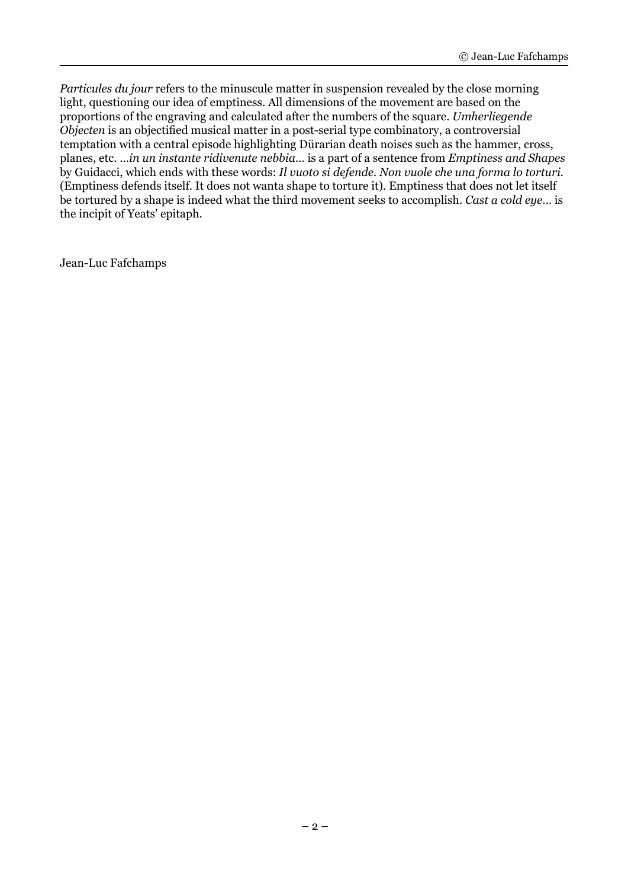*Particules du jour* refers to the minuscule matter in suspension revealed by the close morning light, questioning our idea of emptiness. All dimensions of the movement are based on the proportions of the engraving and calculated after the numbers of the square. *Umherliegende Objecten* is an objectified musical matter in a post-serial type combinatory, a controversial temptation with a central episode highlighting Dürarian death noises such as the hammer, cross, planes, etc. *...in un instante ridivenute nebbia...* is a part of a sentence from *Emptiness and Shapes* by Guidacci, which ends with these words: *Il vuoto si defende. Non vuole che una forma lo torturi.* (Emptiness defends itself. It does not wanta shape to torture it). Emptiness that does not let itself be tortured by a shape is indeed what the third movement seeks to accomplish. *Cast a cold eye...* is the incipit of Yeats' epitaph.

Jean-Luc Fafchamps